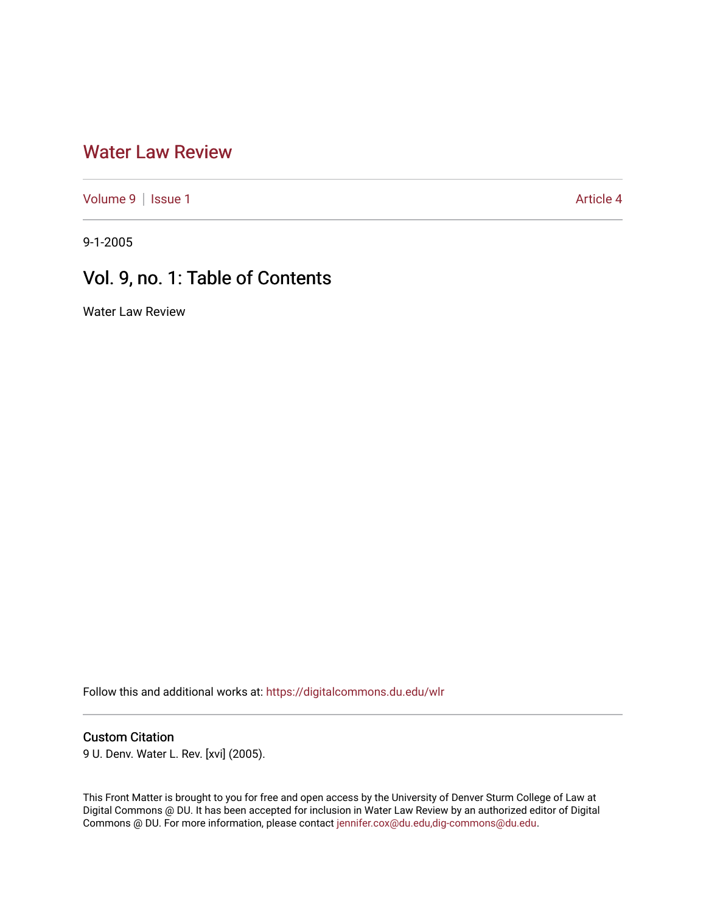# Water Law Review

Volume 9 | Issue 1 Article 4

9-1-2005

## Vol. 9, no. 1: Table of Contents

Water Law Review

Follow this and additional works at: https://digitalcommons.du.edu/wlr

### Custom Citation

9 U. Denv. Water L. Rev. [xvi] (2005).

This Front Matter is brought to you for free and open access by the University of Denver Sturm College of Law at Digital Commons @ DU. It has been accepted for inclusion in Water Law Review by an authorized editor of Digital Commons @ DU. For more information, please contact jennifer.cox@du.edu,dig-commons@du.edu.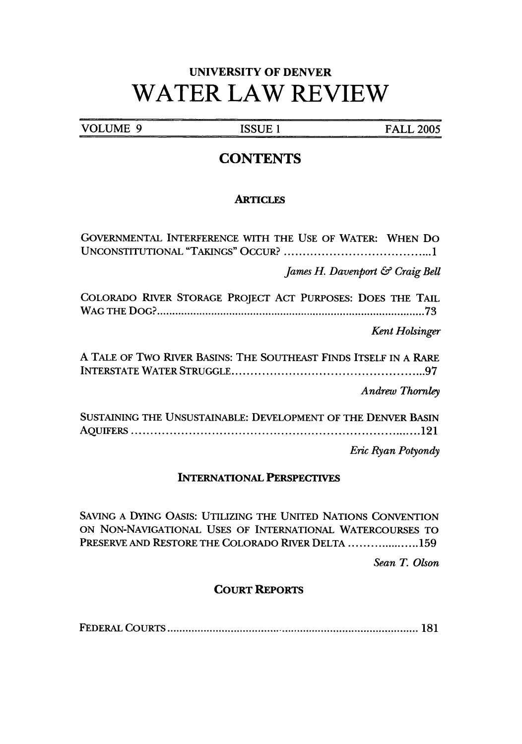# UNIVERSITY OF DENVER
# WATER LAW REVIEW

VOLUME 9 | ISSUE 1 | FALL 2005

## CONTENTS

### ARTICLES

GOVERNMENTAL INTERFERENCE WITH THE USE OF WATER: WHEN DO UNCONSTITUTIONAL "TAKINGS" OCCUR? ....................................... 1

*James H. Davenport & Craig Bell*

COLORADO RIVER STORAGE PROJECT ACT PURPOSES: DOES THE TAIL WAG THE DOG? ........................................................................................ 73

*Kent Holsinger*

A TALE OF TWO RIVER BASINS: THE SOUTHEAST FINDS ITSELF IN A RARE INTERSTATE WATER STRUGGLE .................................................. 97

*Andrew Thornley*

SUSTAINING THE UNSUSTAINABLE: DEVELOPMENT OF THE DENVER BASIN AQUIFERS ........................................................................... 121

*Eric Ryan Potyondy*

### INTERNATIONAL PERSPECTIVES

SAVING A DYING OASIS: UTILIZING THE UNITED NATIONS CONVENTION ON NON-NAVIGATIONAL USES OF INTERNATIONAL WATERCOURSES TO PRESERVE AND RESTORE THE COLORADO RIVER DELTA ................... 159

*Sean T. Olson*

### COURT REPORTS

FEDERAL COURTS ........................................................................... 181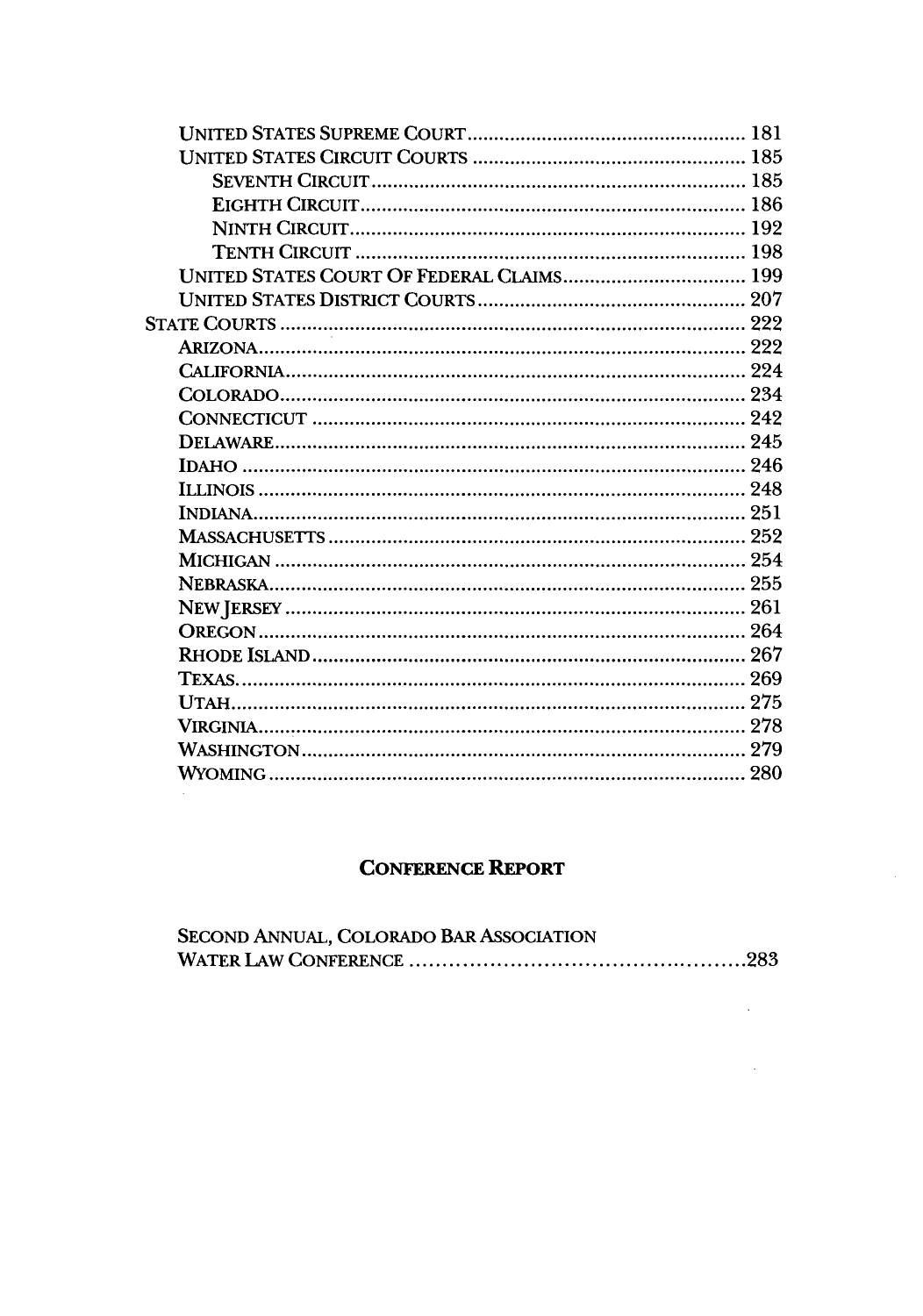- UNITED STATES SUPREME COURT .......... 181
- UNITED STATES CIRCUIT COURTS .......... 185
  - SEVENTH CIRCUIT .......... 185
  - EIGHTH CIRCUIT .......... 186
  - NINTH CIRCUIT .......... 192
  - TENTH CIRCUIT .......... 198
- UNITED STATES COURT OF FEDERAL CLAIMS .......... 199
- UNITED STATES DISTRICT COURTS .......... 207

STATE COURTS .......... 222

- ARIZONA .......... 222
- CALIFORNIA .......... 224
- COLORADO .......... 234
- CONNECTICUT .......... 242
- DELAWARE .......... 245
- IDAHO .......... 246
- ILLINOIS .......... 248
- INDIANA .......... 251
- MASSACHUSETTS .......... 252
- MICHIGAN .......... 254
- NEBRASKA .......... 255
- NEW JERSEY .......... 261
- OREGON .......... 264
- RHODE ISLAND .......... 267
- TEXAS .......... 269
- UTAH .......... 275
- VIRGINIA .......... 278
- WASHINGTON .......... 279
- WYOMING .......... 280

## CONFERENCE REPORT

SECOND ANNUAL, COLORADO BAR ASSOCIATION WATER LAW CONFERENCE .......... 283